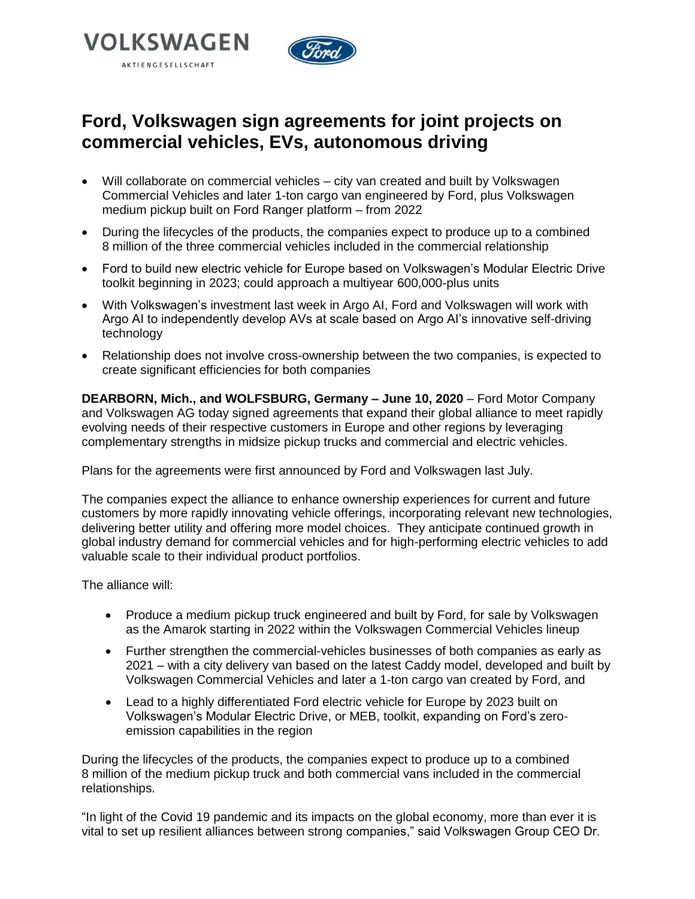VOLKSWAGEN
AKTIENGESELLSCHAFT

# Ford, Volkswagen sign agreements for joint projects on commercial vehicles, EVs, autonomous driving

- Will collaborate on commercial vehicles – city van created and built by Volkswagen Commercial Vehicles and later 1-ton cargo van engineered by Ford, plus Volkswagen medium pickup built on Ford Ranger platform – from 2022
- During the lifecycles of the products, the companies expect to produce up to a combined 8 million of the three commercial vehicles included in the commercial relationship
- Ford to build new electric vehicle for Europe based on Volkswagen's Modular Electric Drive toolkit beginning in 2023; could approach a multiyear 600,000-plus units
- With Volkswagen's investment last week in Argo AI, Ford and Volkswagen will work with Argo AI to independently develop AVs at scale based on Argo AI's innovative self-driving technology
- Relationship does not involve cross-ownership between the two companies, is expected to create significant efficiencies for both companies

**DEARBORN, Mich., and WOLFSBURG, Germany – June 10, 2020** – Ford Motor Company and Volkswagen AG today signed agreements that expand their global alliance to meet rapidly evolving needs of their respective customers in Europe and other regions by leveraging complementary strengths in midsize pickup trucks and commercial and electric vehicles.

Plans for the agreements were first announced by Ford and Volkswagen last July.

The companies expect the alliance to enhance ownership experiences for current and future customers by more rapidly innovating vehicle offerings, incorporating relevant new technologies, delivering better utility and offering more model choices. They anticipate continued growth in global industry demand for commercial vehicles and for high-performing electric vehicles to add valuable scale to their individual product portfolios.

The alliance will:

- Produce a medium pickup truck engineered and built by Ford, for sale by Volkswagen as the Amarok starting in 2022 within the Volkswagen Commercial Vehicles lineup
- Further strengthen the commercial-vehicles businesses of both companies as early as 2021 – with a city delivery van based on the latest Caddy model, developed and built by Volkswagen Commercial Vehicles and later a 1-ton cargo van created by Ford, and
- Lead to a highly differentiated Ford electric vehicle for Europe by 2023 built on Volkswagen's Modular Electric Drive, or MEB, toolkit, expanding on Ford's zero-emission capabilities in the region

During the lifecycles of the products, the companies expect to produce up to a combined 8 million of the medium pickup truck and both commercial vans included in the commercial relationships.

"In light of the Covid 19 pandemic and its impacts on the global economy, more than ever it is vital to set up resilient alliances between strong companies," said Volkswagen Group CEO Dr.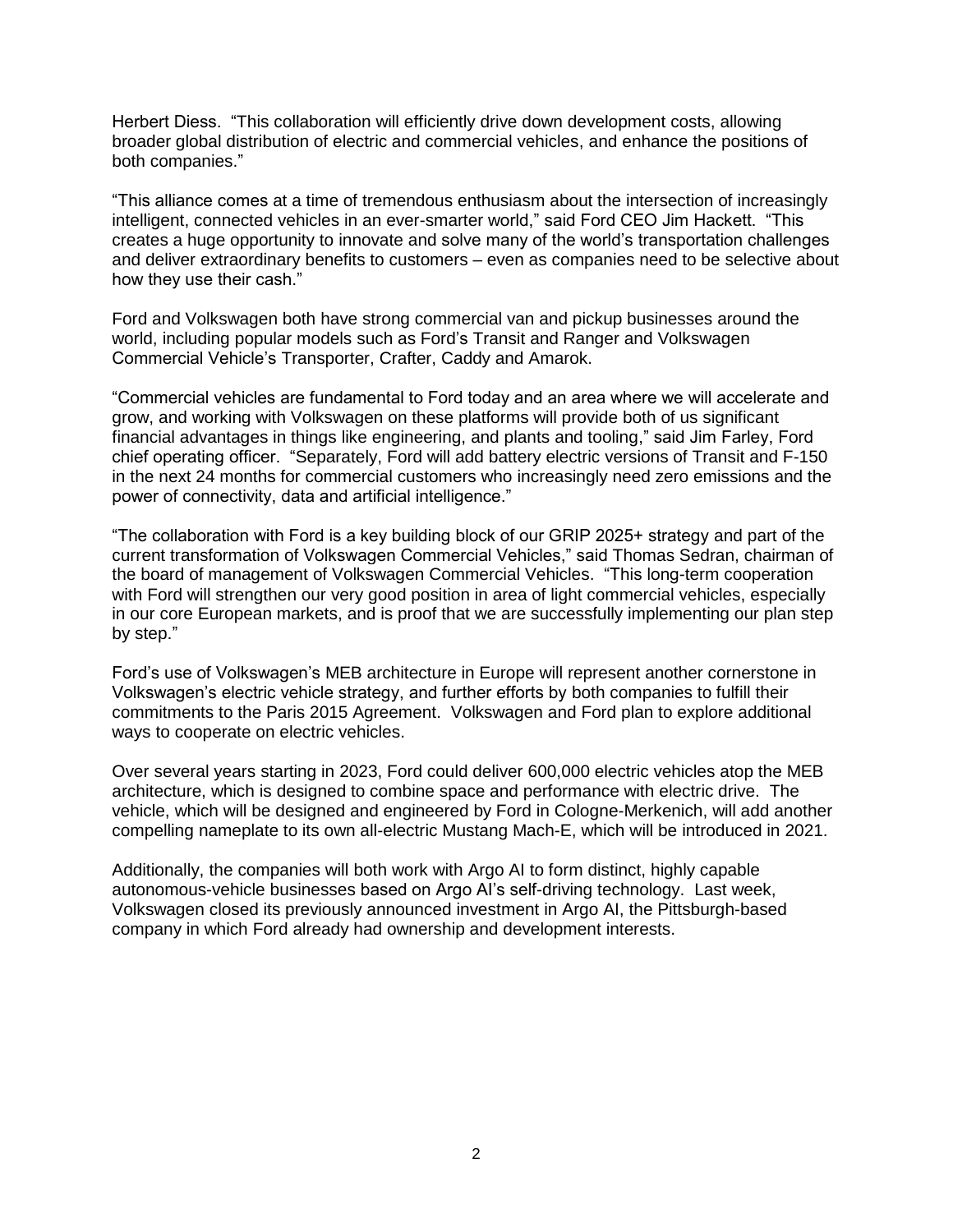Herbert Diess. "This collaboration will efficiently drive down development costs, allowing broader global distribution of electric and commercial vehicles, and enhance the positions of both companies."

"This alliance comes at a time of tremendous enthusiasm about the intersection of increasingly intelligent, connected vehicles in an ever-smarter world," said Ford CEO Jim Hackett. "This creates a huge opportunity to innovate and solve many of the world's transportation challenges and deliver extraordinary benefits to customers – even as companies need to be selective about how they use their cash."

Ford and Volkswagen both have strong commercial van and pickup businesses around the world, including popular models such as Ford's Transit and Ranger and Volkswagen Commercial Vehicle's Transporter, Crafter, Caddy and Amarok.

"Commercial vehicles are fundamental to Ford today and an area where we will accelerate and grow, and working with Volkswagen on these platforms will provide both of us significant financial advantages in things like engineering, and plants and tooling," said Jim Farley, Ford chief operating officer. "Separately, Ford will add battery electric versions of Transit and F-150 in the next 24 months for commercial customers who increasingly need zero emissions and the power of connectivity, data and artificial intelligence."

"The collaboration with Ford is a key building block of our GRIP 2025+ strategy and part of the current transformation of Volkswagen Commercial Vehicles," said Thomas Sedran, chairman of the board of management of Volkswagen Commercial Vehicles. "This long-term cooperation with Ford will strengthen our very good position in area of light commercial vehicles, especially in our core European markets, and is proof that we are successfully implementing our plan step by step."

Ford's use of Volkswagen's MEB architecture in Europe will represent another cornerstone in Volkswagen's electric vehicle strategy, and further efforts by both companies to fulfill their commitments to the Paris 2015 Agreement. Volkswagen and Ford plan to explore additional ways to cooperate on electric vehicles.

Over several years starting in 2023, Ford could deliver 600,000 electric vehicles atop the MEB architecture, which is designed to combine space and performance with electric drive. The vehicle, which will be designed and engineered by Ford in Cologne-Merkenich, will add another compelling nameplate to its own all-electric Mustang Mach-E, which will be introduced in 2021.

Additionally, the companies will both work with Argo AI to form distinct, highly capable autonomous-vehicle businesses based on Argo AI's self-driving technology. Last week, Volkswagen closed its previously announced investment in Argo AI, the Pittsburgh-based company in which Ford already had ownership and development interests.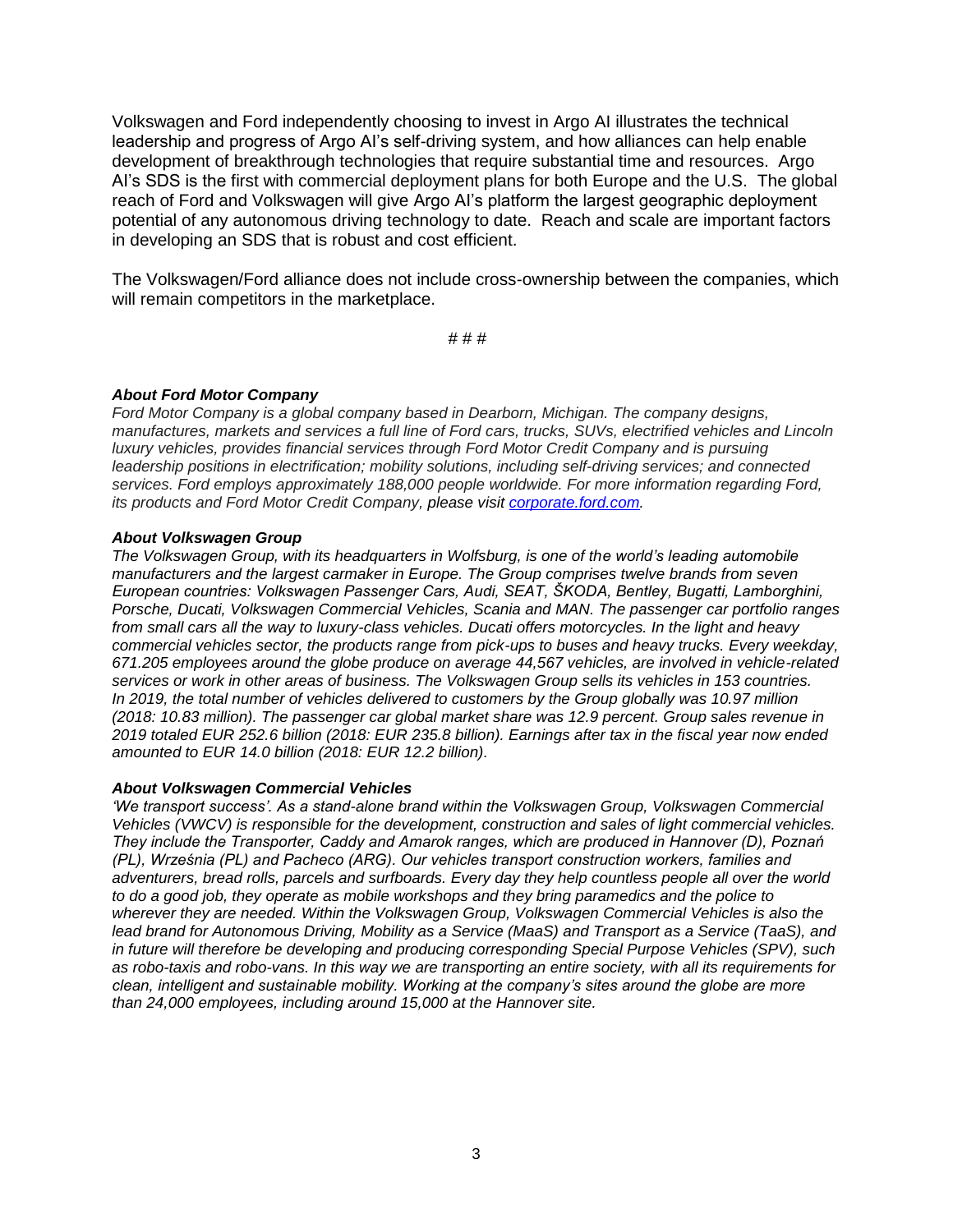Volkswagen and Ford independently choosing to invest in Argo AI illustrates the technical leadership and progress of Argo AI's self-driving system, and how alliances can help enable development of breakthrough technologies that require substantial time and resources. Argo AI's SDS is the first with commercial deployment plans for both Europe and the U.S. The global reach of Ford and Volkswagen will give Argo AI's platform the largest geographic deployment potential of any autonomous driving technology to date. Reach and scale are important factors in developing an SDS that is robust and cost efficient.

The Volkswagen/Ford alliance does not include cross-ownership between the companies, which will remain competitors in the marketplace.

# # #

***About Ford Motor Company***
*Ford Motor Company is a global company based in Dearborn, Michigan. The company designs, manufactures, markets and services a full line of Ford cars, trucks, SUVs, electrified vehicles and Lincoln luxury vehicles, provides financial services through Ford Motor Credit Company and is pursuing leadership positions in electrification; mobility solutions, including self-driving services; and connected services. Ford employs approximately 188,000 people worldwide. For more information regarding Ford, its products and Ford Motor Credit Company, please visit [corporate.ford.com](corporate.ford.com).*

***About Volkswagen Group***
*The Volkswagen Group, with its headquarters in Wolfsburg, is one of the world's leading automobile manufacturers and the largest carmaker in Europe. The Group comprises twelve brands from seven European countries: Volkswagen Passenger Cars, Audi, SEAT, ŠKODA, Bentley, Bugatti, Lamborghini, Porsche, Ducati, Volkswagen Commercial Vehicles, Scania and MAN. The passenger car portfolio ranges from small cars all the way to luxury-class vehicles. Ducati offers motorcycles. In the light and heavy commercial vehicles sector, the products range from pick-ups to buses and heavy trucks. Every weekday, 671.205 employees around the globe produce on average 44,567 vehicles, are involved in vehicle-related services or work in other areas of business. The Volkswagen Group sells its vehicles in 153 countries. In 2019, the total number of vehicles delivered to customers by the Group globally was 10.97 million (2018: 10.83 million). The passenger car global market share was 12.9 percent. Group sales revenue in 2019 totaled EUR 252.6 billion (2018: EUR 235.8 billion). Earnings after tax in the fiscal year now ended amounted to EUR 14.0 billion (2018: EUR 12.2 billion).*

***About Volkswagen Commercial Vehicles***
*'We transport success'. As a stand-alone brand within the Volkswagen Group, Volkswagen Commercial Vehicles (VWCV) is responsible for the development, construction and sales of light commercial vehicles. They include the Transporter, Caddy and Amarok ranges, which are produced in Hannover (D), Poznań (PL), Września (PL) and Pacheco (ARG). Our vehicles transport construction workers, families and adventurers, bread rolls, parcels and surfboards. Every day they help countless people all over the world to do a good job, they operate as mobile workshops and they bring paramedics and the police to wherever they are needed. Within the Volkswagen Group, Volkswagen Commercial Vehicles is also the lead brand for Autonomous Driving, Mobility as a Service (MaaS) and Transport as a Service (TaaS), and in future will therefore be developing and producing corresponding Special Purpose Vehicles (SPV), such as robo-taxis and robo-vans. In this way we are transporting an entire society, with all its requirements for clean, intelligent and sustainable mobility. Working at the company's sites around the globe are more than 24,000 employees, including around 15,000 at the Hannover site.*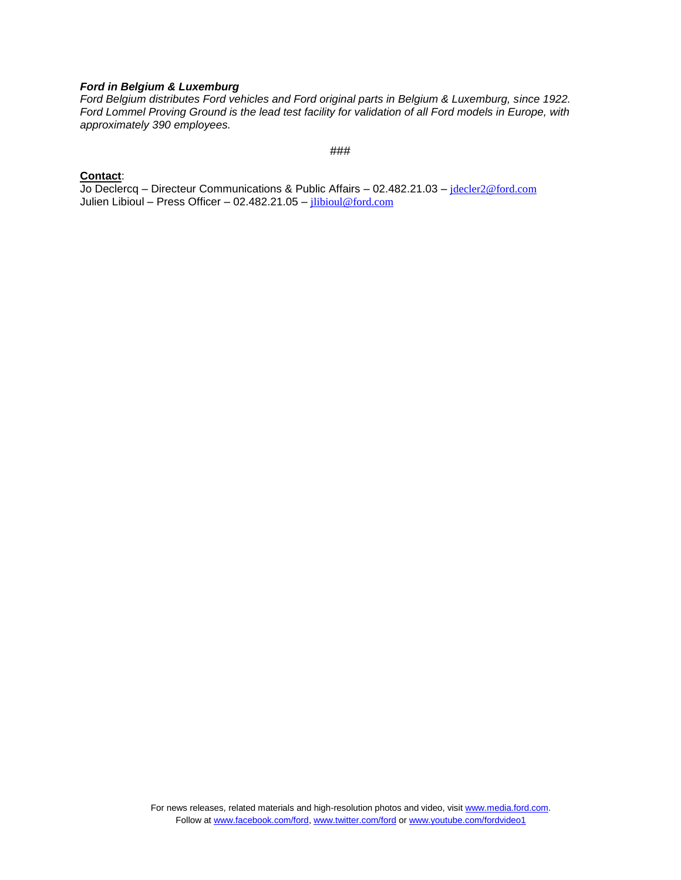***Ford in Belgium & Luxemburg***
*Ford Belgium distributes Ford vehicles and Ford original parts in Belgium & Luxemburg, since 1922. Ford Lommel Proving Ground is the lead test facility for validation of all Ford models in Europe, with approximately 390 employees.*

###

**Contact**:
Jo Declercq – Directeur Communications & Public Affairs – 02.482.21.03 – jdecler2@ford.com
Julien Libioul – Press Officer – 02.482.21.05 – jlibioul@ford.com

For news releases, related materials and high-resolution photos and video, visit www.media.ford.com.
Follow at www.facebook.com/ford, www.twitter.com/ford or www.youtube.com/fordvideo1